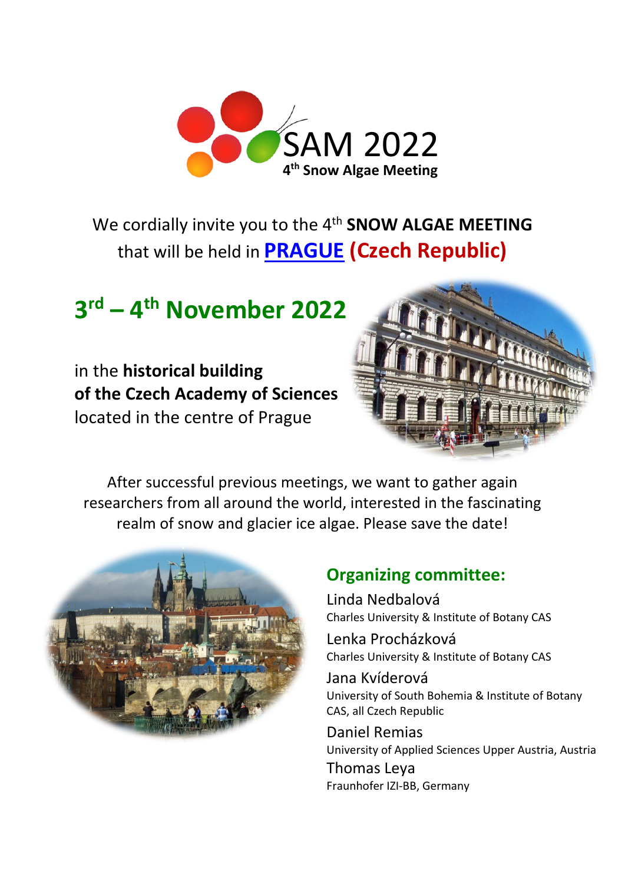# SAM 2022

**4th Snow Algae Meeting**

We cordially invite you to the 4th **SNOW ALGAE MEETING** that will be held in **PRAGUE (Czech Republic)**

## 3rd – 4th November 2022

in the **historical building of the Czech Academy of Sciences** located in the centre of Prague

After successful previous meetings, we want to gather again researchers from all around the world, interested in the fascinating realm of snow and glacier ice algae. Please save the date!

## Organizing committee:

Linda Nedbalová
Charles University & Institute of Botany CAS

Lenka Procházková
Charles University & Institute of Botany CAS

Jana Kvíderová
University of South Bohemia & Institute of Botany CAS, all Czech Republic

Daniel Remias
University of Applied Sciences Upper Austria, Austria

Thomas Leya
Fraunhofer IZI-BB, Germany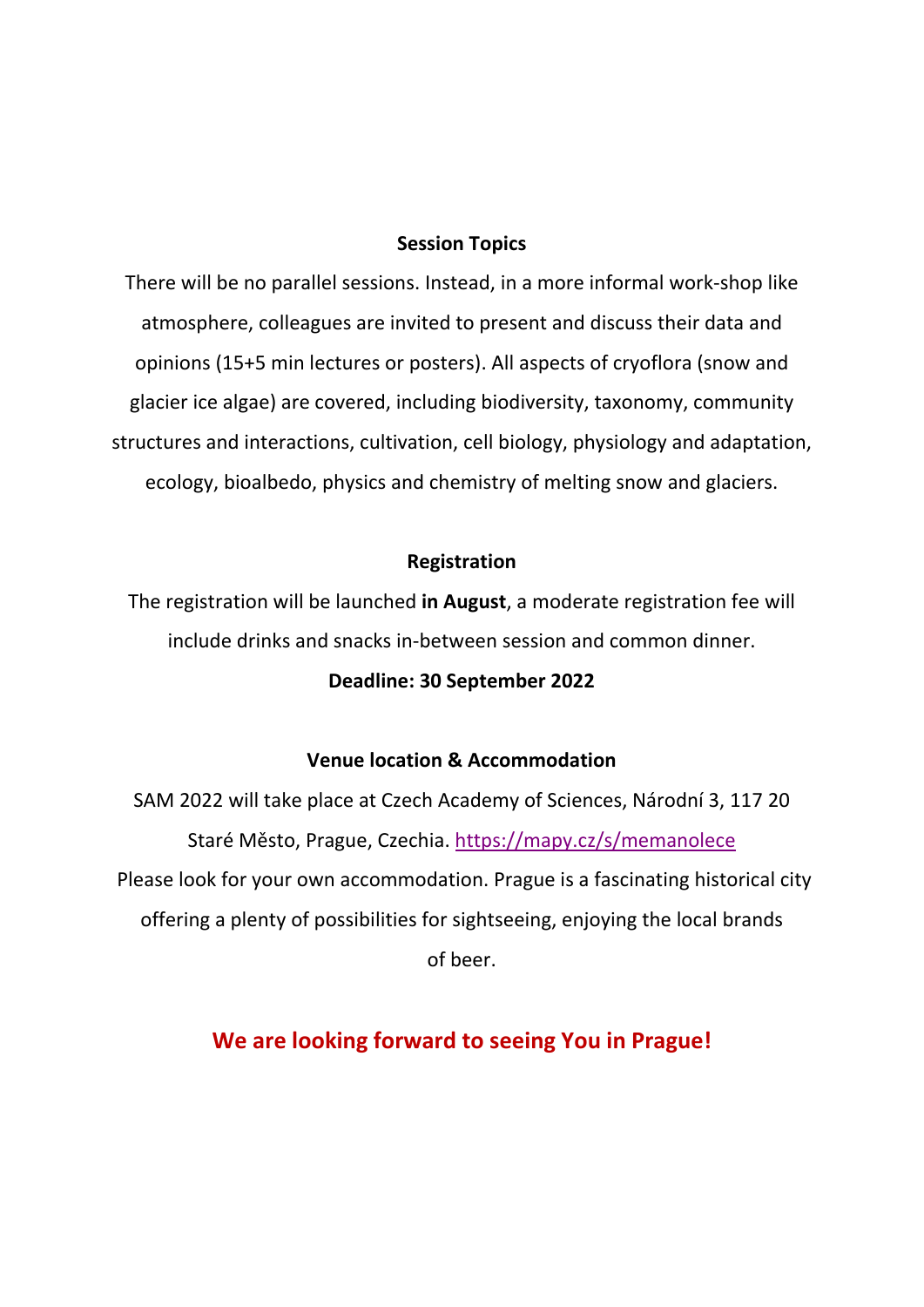## Session Topics

There will be no parallel sessions. Instead, in a more informal work-shop like atmosphere, colleagues are invited to present and discuss their data and opinions (15+5 min lectures or posters). All aspects of cryoflora (snow and glacier ice algae) are covered, including biodiversity, taxonomy, community structures and interactions, cultivation, cell biology, physiology and adaptation, ecology, bioalbedo, physics and chemistry of melting snow and glaciers.

## Registration

The registration will be launched **in August**, a moderate registration fee will include drinks and snacks in-between session and common dinner.

**Deadline: 30 September 2022**

## Venue location & Accommodation

SAM 2022 will take place at Czech Academy of Sciences, Národní 3, 117 20 Staré Město, Prague, Czechia. [https://mapy.cz/s/memanolece](https://mapy.cz/s/memanolece)

Please look for your own accommodation. Prague is a fascinating historical city offering a plenty of possibilities for sightseeing, enjoying the local brands of beer.

**We are looking forward to seeing You in Prague!**